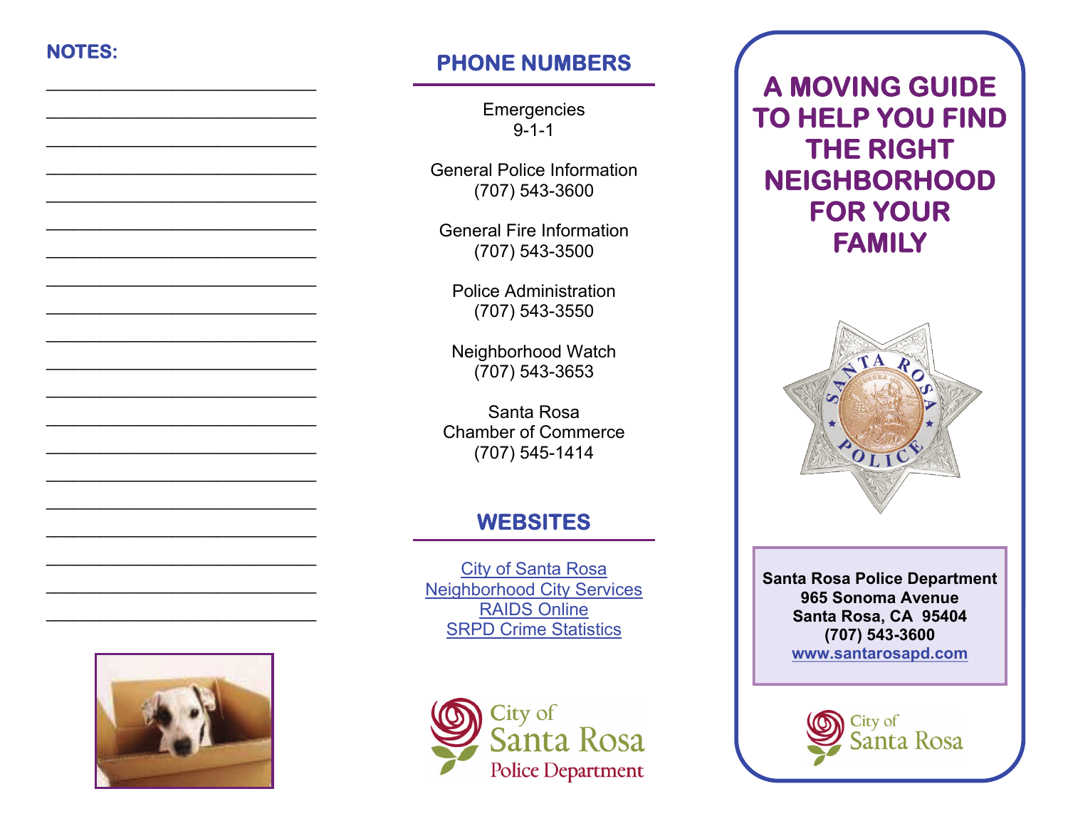**NOTES:**

______________________________
______________________________
______________________________
______________________________
______________________________
______________________________
______________________________
______________________________
______________________________
______________________________
______________________________
______________________________
______________________________
______________________________
______________________________
______________________________
______________________________
______________________________
______________________________

## PHONE NUMBERS

Emergencies
9-1-1

General Police Information
(707) 543-3600

General Fire Information
(707) 543-3500

Police Administration
(707) 543-3550

Neighborhood Watch
(707) 543-3653

Santa Rosa
Chamber of Commerce
(707) 545-1414

## WEBSITES

City of Santa Rosa
Neighborhood City Services
RAIDS Online
SRPD Crime Statistics

City of Santa Rosa
Police Department

# A MOVING GUIDE TO HELP YOU FIND THE RIGHT NEIGHBORHOOD FOR YOUR FAMILY

**Santa Rosa Police Department**
**965 Sonoma Avenue**
**Santa Rosa, CA 95404**
**(707) 543-3600**
**www.santarosapd.com**

City of Santa Rosa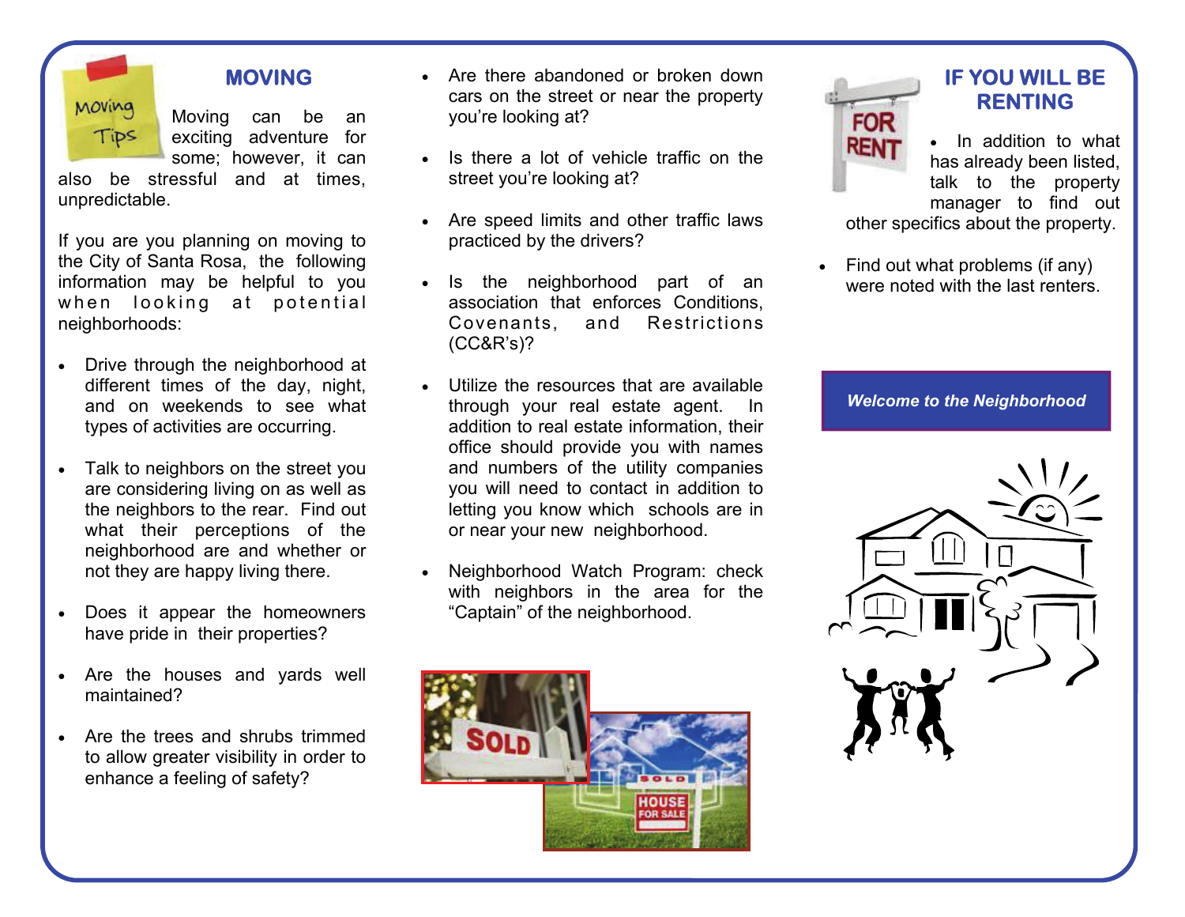## MOVING

Moving can be an exciting adventure for some; however, it can also be stressful and at times, unpredictable.

If you are you planning on moving to the City of Santa Rosa, the following information may be helpful to you when looking at potential neighborhoods:

- Drive through the neighborhood at different times of the day, night, and on weekends to see what types of activities are occurring.
- Talk to neighbors on the street you are considering living on as well as the neighbors to the rear. Find out what their perceptions of the neighborhood are and whether or not they are happy living there.
- Does it appear the homeowners have pride in their properties?
- Are the houses and yards well maintained?
- Are the trees and shrubs trimmed to allow greater visibility in order to enhance a feeling of safety?
- Are there abandoned or broken down cars on the street or near the property you're looking at?
- Is there a lot of vehicle traffic on the street you're looking at?
- Are speed limits and other traffic laws practiced by the drivers?
- Is the neighborhood part of an association that enforces Conditions, Covenants, and Restrictions (CC&R's)?
- Utilize the resources that are available through your real estate agent. In addition to real estate information, their office should provide you with names and numbers of the utility companies you will need to contact in addition to letting you know which schools are in or near your new neighborhood.
- Neighborhood Watch Program: check with neighbors in the area for the "Captain" of the neighborhood.

## IF YOU WILL BE RENTING

- In addition to what has already been listed, talk to the property manager to find out other specifics about the property.
- Find out what problems (if any) were noted with the last renters.

***Welcome to the Neighborhood***